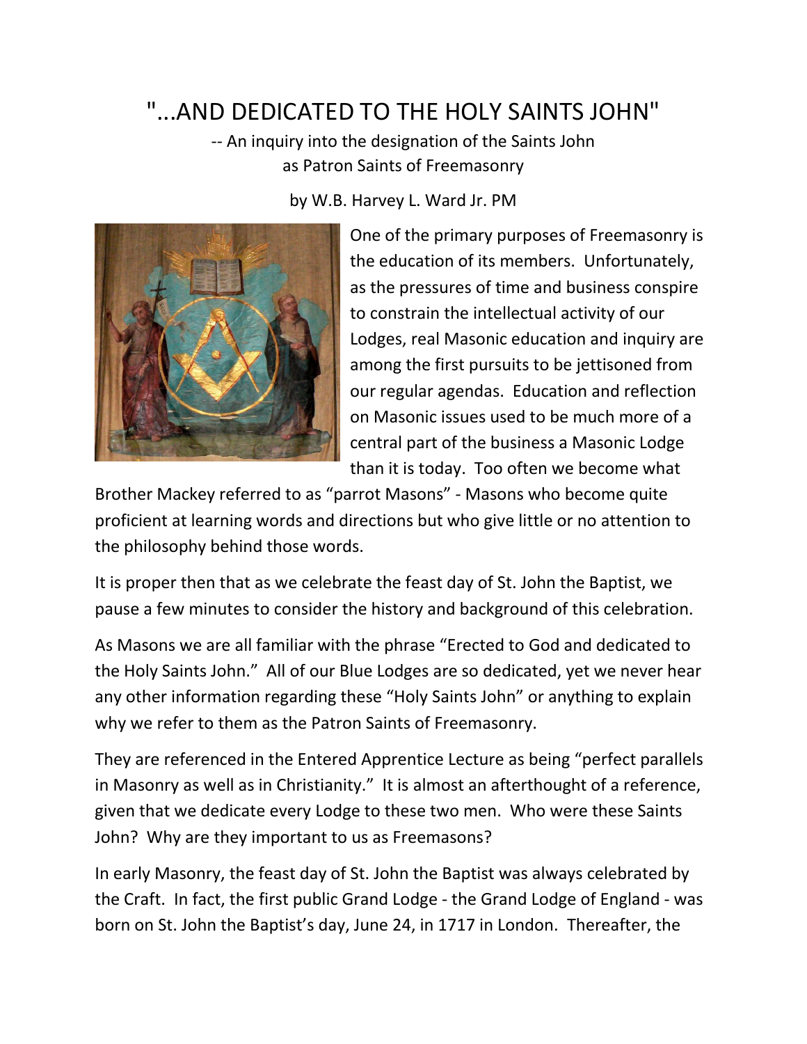# "...AND DEDICATED TO THE HOLY SAINTS JOHN"

-- An inquiry into the designation of the Saints John as Patron Saints of Freemasonry

by W.B. Harvey L. Ward Jr. PM

One of the primary purposes of Freemasonry is the education of its members. Unfortunately, as the pressures of time and business conspire to constrain the intellectual activity of our Lodges, real Masonic education and inquiry are among the first pursuits to be jettisoned from our regular agendas. Education and reflection on Masonic issues used to be much more of a central part of the business a Masonic Lodge than it is today. Too often we become what Brother Mackey referred to as "parrot Masons" - Masons who become quite proficient at learning words and directions but who give little or no attention to the philosophy behind those words.

It is proper then that as we celebrate the feast day of St. John the Baptist, we pause a few minutes to consider the history and background of this celebration.

As Masons we are all familiar with the phrase "Erected to God and dedicated to the Holy Saints John." All of our Blue Lodges are so dedicated, yet we never hear any other information regarding these "Holy Saints John" or anything to explain why we refer to them as the Patron Saints of Freemasonry.

They are referenced in the Entered Apprentice Lecture as being "perfect parallels in Masonry as well as in Christianity." It is almost an afterthought of a reference, given that we dedicate every Lodge to these two men. Who were these Saints John? Why are they important to us as Freemasons?

In early Masonry, the feast day of St. John the Baptist was always celebrated by the Craft. In fact, the first public Grand Lodge - the Grand Lodge of England - was born on St. John the Baptist's day, June 24, in 1717 in London. Thereafter, the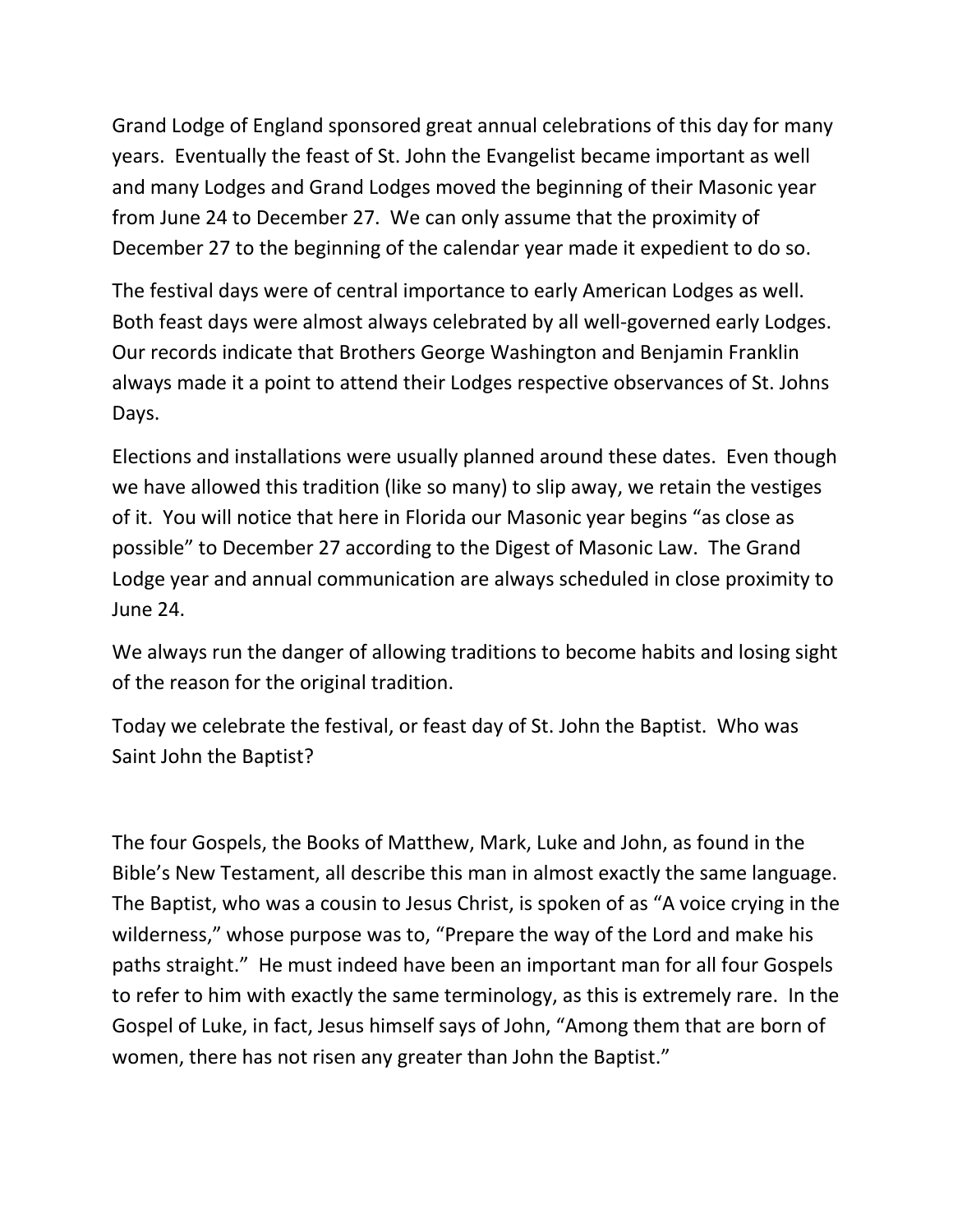Grand Lodge of England sponsored great annual celebrations of this day for many years. Eventually the feast of St. John the Evangelist became important as well and many Lodges and Grand Lodges moved the beginning of their Masonic year from June 24 to December 27. We can only assume that the proximity of December 27 to the beginning of the calendar year made it expedient to do so.

The festival days were of central importance to early American Lodges as well. Both feast days were almost always celebrated by all well-governed early Lodges. Our records indicate that Brothers George Washington and Benjamin Franklin always made it a point to attend their Lodges respective observances of St. Johns Days.

Elections and installations were usually planned around these dates. Even though we have allowed this tradition (like so many) to slip away, we retain the vestiges of it. You will notice that here in Florida our Masonic year begins "as close as possible" to December 27 according to the Digest of Masonic Law. The Grand Lodge year and annual communication are always scheduled in close proximity to June 24.

We always run the danger of allowing traditions to become habits and losing sight of the reason for the original tradition.

Today we celebrate the festival, or feast day of St. John the Baptist. Who was Saint John the Baptist?

The four Gospels, the Books of Matthew, Mark, Luke and John, as found in the Bible's New Testament, all describe this man in almost exactly the same language. The Baptist, who was a cousin to Jesus Christ, is spoken of as "A voice crying in the wilderness," whose purpose was to, "Prepare the way of the Lord and make his paths straight." He must indeed have been an important man for all four Gospels to refer to him with exactly the same terminology, as this is extremely rare. In the Gospel of Luke, in fact, Jesus himself says of John, "Among them that are born of women, there has not risen any greater than John the Baptist."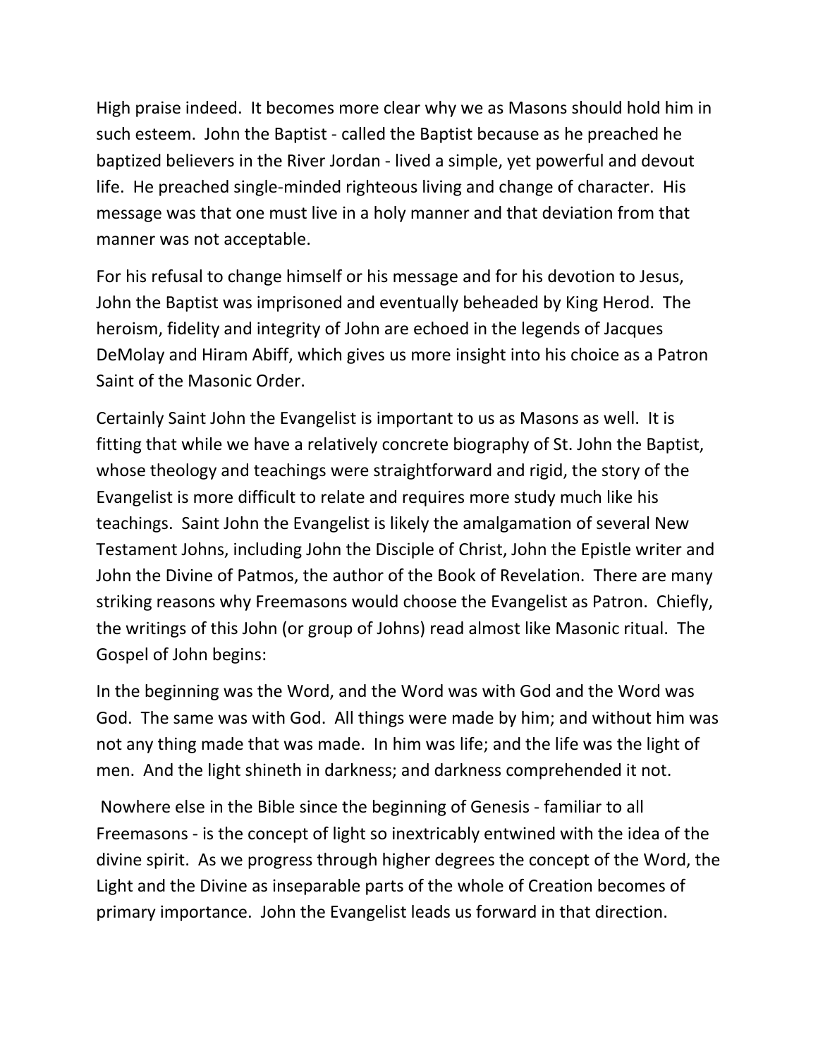High praise indeed. It becomes more clear why we as Masons should hold him in such esteem. John the Baptist - called the Baptist because as he preached he baptized believers in the River Jordan - lived a simple, yet powerful and devout life. He preached single-minded righteous living and change of character. His message was that one must live in a holy manner and that deviation from that manner was not acceptable.

For his refusal to change himself or his message and for his devotion to Jesus, John the Baptist was imprisoned and eventually beheaded by King Herod. The heroism, fidelity and integrity of John are echoed in the legends of Jacques DeMolay and Hiram Abiff, which gives us more insight into his choice as a Patron Saint of the Masonic Order.

Certainly Saint John the Evangelist is important to us as Masons as well. It is fitting that while we have a relatively concrete biography of St. John the Baptist, whose theology and teachings were straightforward and rigid, the story of the Evangelist is more difficult to relate and requires more study much like his teachings. Saint John the Evangelist is likely the amalgamation of several New Testament Johns, including John the Disciple of Christ, John the Epistle writer and John the Divine of Patmos, the author of the Book of Revelation. There are many striking reasons why Freemasons would choose the Evangelist as Patron. Chiefly, the writings of this John (or group of Johns) read almost like Masonic ritual. The Gospel of John begins:

In the beginning was the Word, and the Word was with God and the Word was God. The same was with God. All things were made by him; and without him was not any thing made that was made. In him was life; and the life was the light of men. And the light shineth in darkness; and darkness comprehended it not.

Nowhere else in the Bible since the beginning of Genesis - familiar to all Freemasons - is the concept of light so inextricably entwined with the idea of the divine spirit. As we progress through higher degrees the concept of the Word, the Light and the Divine as inseparable parts of the whole of Creation becomes of primary importance. John the Evangelist leads us forward in that direction.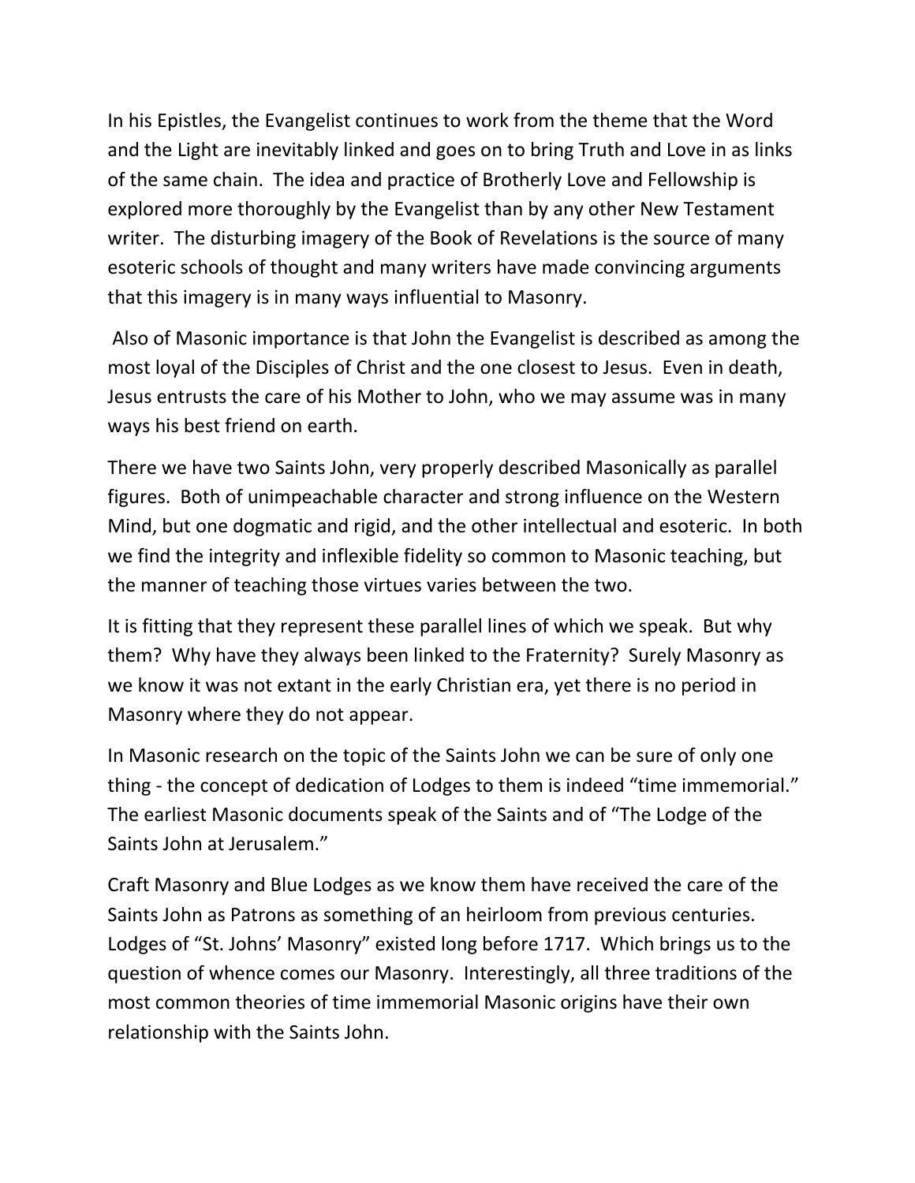In his Epistles, the Evangelist continues to work from the theme that the Word and the Light are inevitably linked and goes on to bring Truth and Love in as links of the same chain. The idea and practice of Brotherly Love and Fellowship is explored more thoroughly by the Evangelist than by any other New Testament writer. The disturbing imagery of the Book of Revelations is the source of many esoteric schools of thought and many writers have made convincing arguments that this imagery is in many ways influential to Masonry.

Also of Masonic importance is that John the Evangelist is described as among the most loyal of the Disciples of Christ and the one closest to Jesus. Even in death, Jesus entrusts the care of his Mother to John, who we may assume was in many ways his best friend on earth.

There we have two Saints John, very properly described Masonically as parallel figures. Both of unimpeachable character and strong influence on the Western Mind, but one dogmatic and rigid, and the other intellectual and esoteric. In both we find the integrity and inflexible fidelity so common to Masonic teaching, but the manner of teaching those virtues varies between the two.

It is fitting that they represent these parallel lines of which we speak. But why them? Why have they always been linked to the Fraternity? Surely Masonry as we know it was not extant in the early Christian era, yet there is no period in Masonry where they do not appear.

In Masonic research on the topic of the Saints John we can be sure of only one thing - the concept of dedication of Lodges to them is indeed "time immemorial." The earliest Masonic documents speak of the Saints and of "The Lodge of the Saints John at Jerusalem."

Craft Masonry and Blue Lodges as we know them have received the care of the Saints John as Patrons as something of an heirloom from previous centuries. Lodges of "St. Johns' Masonry" existed long before 1717. Which brings us to the question of whence comes our Masonry. Interestingly, all three traditions of the most common theories of time immemorial Masonic origins have their own relationship with the Saints John.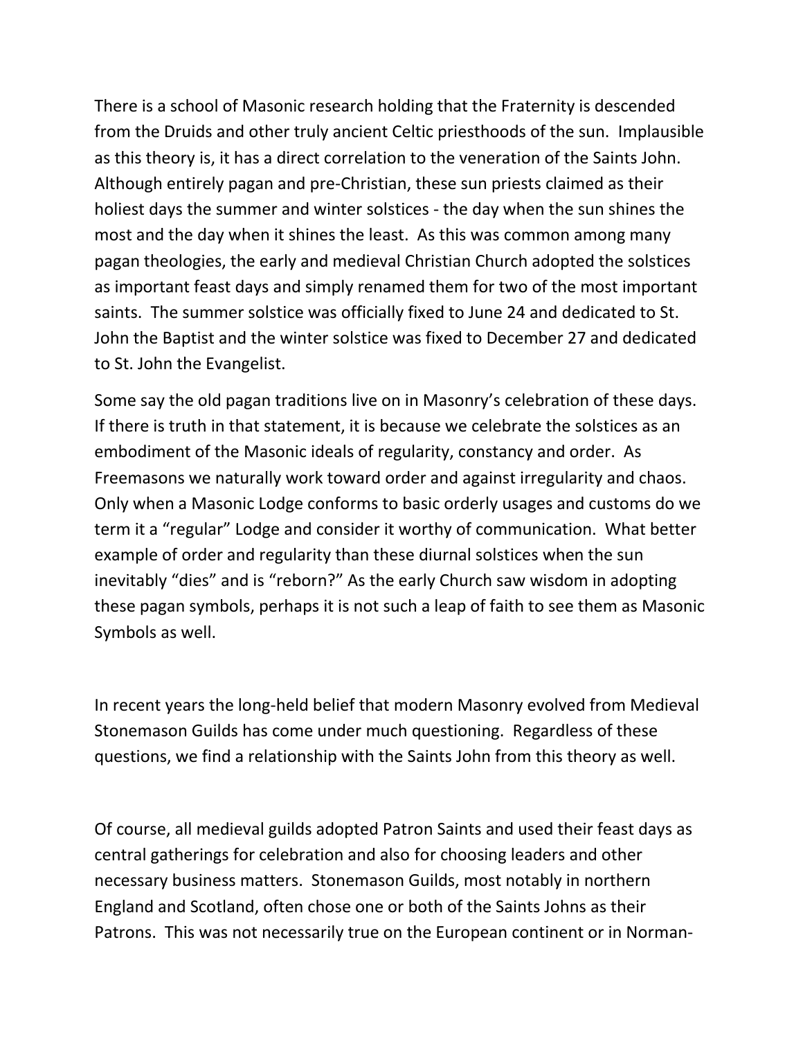There is a school of Masonic research holding that the Fraternity is descended from the Druids and other truly ancient Celtic priesthoods of the sun. Implausible as this theory is, it has a direct correlation to the veneration of the Saints John. Although entirely pagan and pre-Christian, these sun priests claimed as their holiest days the summer and winter solstices - the day when the sun shines the most and the day when it shines the least. As this was common among many pagan theologies, the early and medieval Christian Church adopted the solstices as important feast days and simply renamed them for two of the most important saints. The summer solstice was officially fixed to June 24 and dedicated to St. John the Baptist and the winter solstice was fixed to December 27 and dedicated to St. John the Evangelist.

Some say the old pagan traditions live on in Masonry's celebration of these days. If there is truth in that statement, it is because we celebrate the solstices as an embodiment of the Masonic ideals of regularity, constancy and order. As Freemasons we naturally work toward order and against irregularity and chaos. Only when a Masonic Lodge conforms to basic orderly usages and customs do we term it a "regular" Lodge and consider it worthy of communication. What better example of order and regularity than these diurnal solstices when the sun inevitably "dies" and is "reborn?" As the early Church saw wisdom in adopting these pagan symbols, perhaps it is not such a leap of faith to see them as Masonic Symbols as well.

In recent years the long-held belief that modern Masonry evolved from Medieval Stonemason Guilds has come under much questioning. Regardless of these questions, we find a relationship with the Saints John from this theory as well.

Of course, all medieval guilds adopted Patron Saints and used their feast days as central gatherings for celebration and also for choosing leaders and other necessary business matters. Stonemason Guilds, most notably in northern England and Scotland, often chose one or both of the Saints Johns as their Patrons. This was not necessarily true on the European continent or in Norman-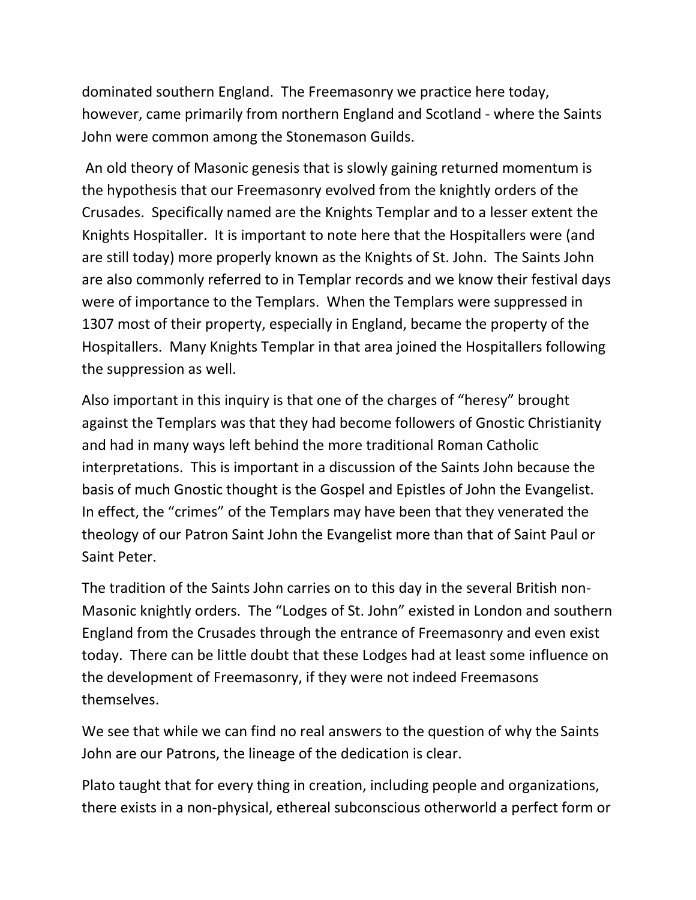dominated southern England. The Freemasonry we practice here today, however, came primarily from northern England and Scotland - where the Saints John were common among the Stonemason Guilds.

An old theory of Masonic genesis that is slowly gaining returned momentum is the hypothesis that our Freemasonry evolved from the knightly orders of the Crusades. Specifically named are the Knights Templar and to a lesser extent the Knights Hospitaller. It is important to note here that the Hospitallers were (and are still today) more properly known as the Knights of St. John. The Saints John are also commonly referred to in Templar records and we know their festival days were of importance to the Templars. When the Templars were suppressed in 1307 most of their property, especially in England, became the property of the Hospitallers. Many Knights Templar in that area joined the Hospitallers following the suppression as well.

Also important in this inquiry is that one of the charges of "heresy" brought against the Templars was that they had become followers of Gnostic Christianity and had in many ways left behind the more traditional Roman Catholic interpretations. This is important in a discussion of the Saints John because the basis of much Gnostic thought is the Gospel and Epistles of John the Evangelist. In effect, the "crimes" of the Templars may have been that they venerated the theology of our Patron Saint John the Evangelist more than that of Saint Paul or Saint Peter.

The tradition of the Saints John carries on to this day in the several British non-Masonic knightly orders. The "Lodges of St. John" existed in London and southern England from the Crusades through the entrance of Freemasonry and even exist today. There can be little doubt that these Lodges had at least some influence on the development of Freemasonry, if they were not indeed Freemasons themselves.

We see that while we can find no real answers to the question of why the Saints John are our Patrons, the lineage of the dedication is clear.

Plato taught that for every thing in creation, including people and organizations, there exists in a non-physical, ethereal subconscious otherworld a perfect form or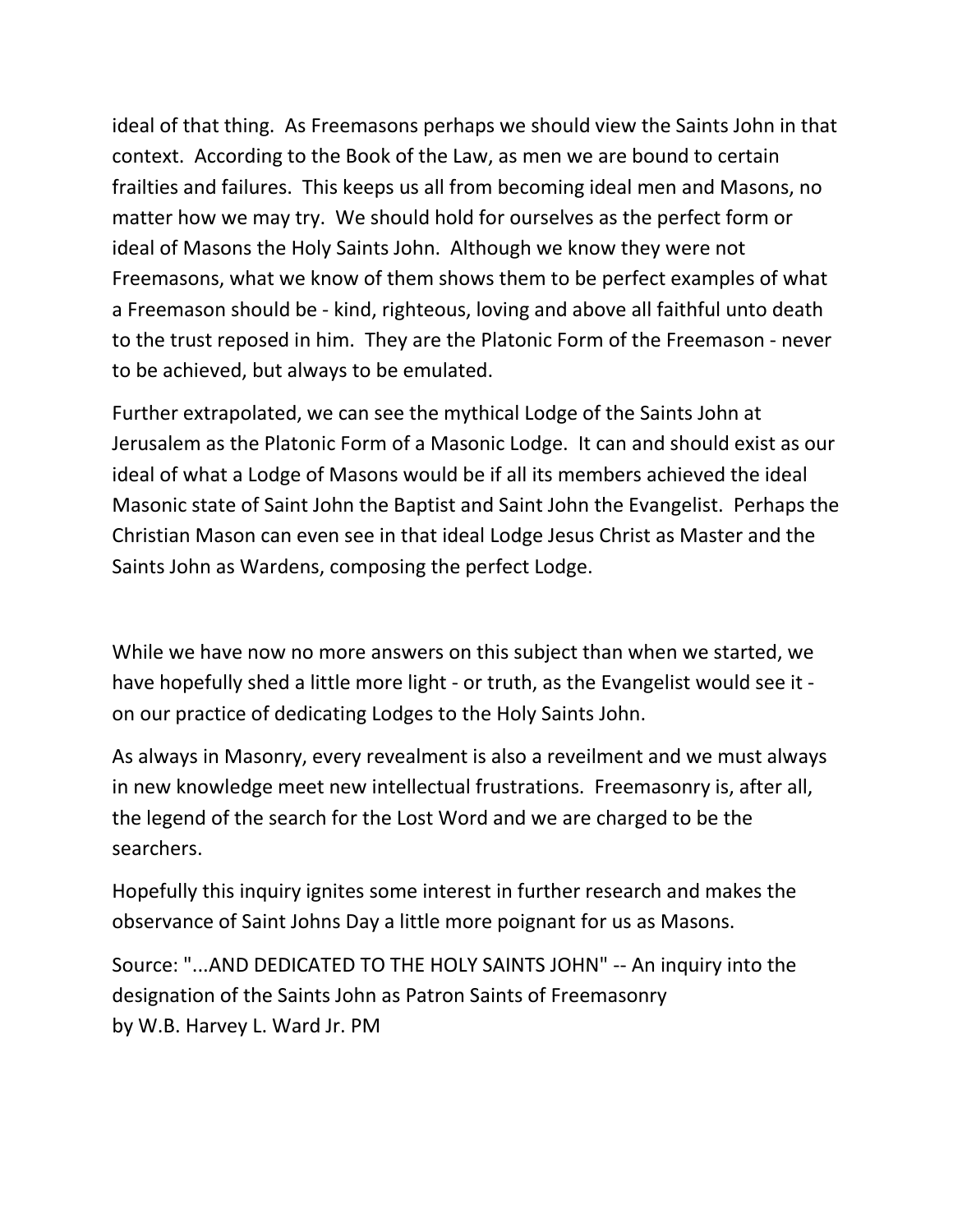ideal of that thing. As Freemasons perhaps we should view the Saints John in that context. According to the Book of the Law, as men we are bound to certain frailties and failures. This keeps us all from becoming ideal men and Masons, no matter how we may try. We should hold for ourselves as the perfect form or ideal of Masons the Holy Saints John. Although we know they were not Freemasons, what we know of them shows them to be perfect examples of what a Freemason should be - kind, righteous, loving and above all faithful unto death to the trust reposed in him. They are the Platonic Form of the Freemason - never to be achieved, but always to be emulated.

Further extrapolated, we can see the mythical Lodge of the Saints John at Jerusalem as the Platonic Form of a Masonic Lodge. It can and should exist as our ideal of what a Lodge of Masons would be if all its members achieved the ideal Masonic state of Saint John the Baptist and Saint John the Evangelist. Perhaps the Christian Mason can even see in that ideal Lodge Jesus Christ as Master and the Saints John as Wardens, composing the perfect Lodge.

While we have now no more answers on this subject than when we started, we have hopefully shed a little more light - or truth, as the Evangelist would see it - on our practice of dedicating Lodges to the Holy Saints John.

As always in Masonry, every revealment is also a reveilment and we must always in new knowledge meet new intellectual frustrations. Freemasonry is, after all, the legend of the search for the Lost Word and we are charged to be the searchers.

Hopefully this inquiry ignites some interest in further research and makes the observance of Saint Johns Day a little more poignant for us as Masons.

Source: "...AND DEDICATED TO THE HOLY SAINTS JOHN" -- An inquiry into the designation of the Saints John as Patron Saints of Freemasonry
by W.B. Harvey L. Ward Jr. PM